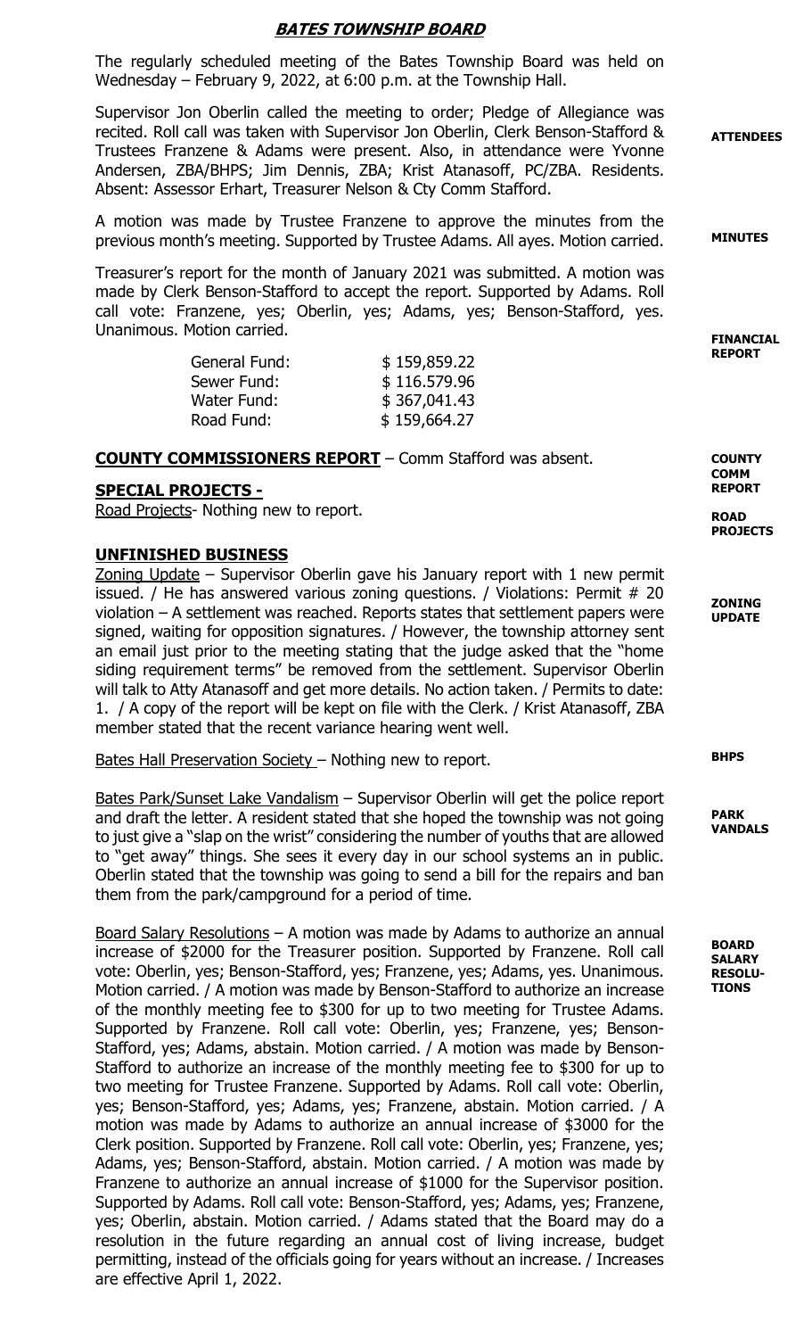# ***BATES TOWNSHIP BOARD***

The regularly scheduled meeting of the Bates Township Board was held on Wednesday – February 9, 2022, at 6:00 p.m. at the Township Hall.

**ATTENDEES**

Supervisor Jon Oberlin called the meeting to order; Pledge of Allegiance was recited. Roll call was taken with Supervisor Jon Oberlin, Clerk Benson-Stafford & Trustees Franzene & Adams were present. Also, in attendance were Yvonne Andersen, ZBA/BHPS; Jim Dennis, ZBA; Krist Atanasoff, PC/ZBA. Residents. Absent: Assessor Erhart, Treasurer Nelson & Cty Comm Stafford.

**MINUTES**

A motion was made by Trustee Franzene to approve the minutes from the previous month's meeting. Supported by Trustee Adams. All ayes. Motion carried.

**FINANCIAL REPORT**

Treasurer's report for the month of January 2021 was submitted. A motion was made by Clerk Benson-Stafford to accept the report. Supported by Adams. Roll call vote: Franzene, yes; Oberlin, yes; Adams, yes; Benson-Stafford, yes. Unanimous. Motion carried.

| | |
|---|---|
| General Fund: | $ 159,859.22 |
| Sewer Fund: | $ 116.579.96 |
| Water Fund: | $ 367,041.43 |
| Road Fund: | $ 159,664.27 |

**COUNTY COMM REPORT**

**COUNTY COMMISSIONERS REPORT** – Comm Stafford was absent.

**SPECIAL PROJECTS -**

**ROAD PROJECTS**

Road Projects- Nothing new to report.

**UNFINISHED BUSINESS**

**ZONING UPDATE**

Zoning Update – Supervisor Oberlin gave his January report with 1 new permit issued. / He has answered various zoning questions. / Violations: Permit # 20 violation – A settlement was reached. Reports states that settlement papers were signed, waiting for opposition signatures. / However, the township attorney sent an email just prior to the meeting stating that the judge asked that the "home siding requirement terms" be removed from the settlement. Supervisor Oberlin will talk to Atty Atanasoff and get more details. No action taken. / Permits to date: 1. / A copy of the report will be kept on file with the Clerk. / Krist Atanasoff, ZBA member stated that the recent variance hearing went well.

**BHPS**

Bates Hall Preservation Society – Nothing new to report.

**PARK VANDALS**

Bates Park/Sunset Lake Vandalism – Supervisor Oberlin will get the police report and draft the letter. A resident stated that she hoped the township was not going to just give a "slap on the wrist" considering the number of youths that are allowed to "get away" things. She sees it every day in our school systems an in public. Oberlin stated that the township was going to send a bill for the repairs and ban them from the park/campground for a period of time.

**BOARD SALARY RESOLUTIONS**

Board Salary Resolutions – A motion was made by Adams to authorize an annual increase of $2000 for the Treasurer position. Supported by Franzene. Roll call vote: Oberlin, yes; Benson-Stafford, yes; Franzene, yes; Adams, yes. Unanimous. Motion carried. / A motion was made by Benson-Stafford to authorize an increase of the monthly meeting fee to $300 for up to two meeting for Trustee Adams. Supported by Franzene. Roll call vote: Oberlin, yes; Franzene, yes; Benson-Stafford, yes; Adams, abstain. Motion carried. / A motion was made by Benson-Stafford to authorize an increase of the monthly meeting fee to $300 for up to two meeting for Trustee Franzene. Supported by Adams. Roll call vote: Oberlin, yes; Benson-Stafford, yes; Adams, yes; Franzene, abstain. Motion carried. / A motion was made by Adams to authorize an annual increase of $3000 for the Clerk position. Supported by Franzene. Roll call vote: Oberlin, yes; Franzene, yes; Adams, yes; Benson-Stafford, abstain. Motion carried. / A motion was made by Franzene to authorize an annual increase of $1000 for the Supervisor position. Supported by Adams. Roll call vote: Benson-Stafford, yes; Adams, yes; Franzene, yes; Oberlin, abstain. Motion carried. / Adams stated that the Board may do a resolution in the future regarding an annual cost of living increase, budget permitting, instead of the officials going for years without an increase. / Increases are effective April 1, 2022.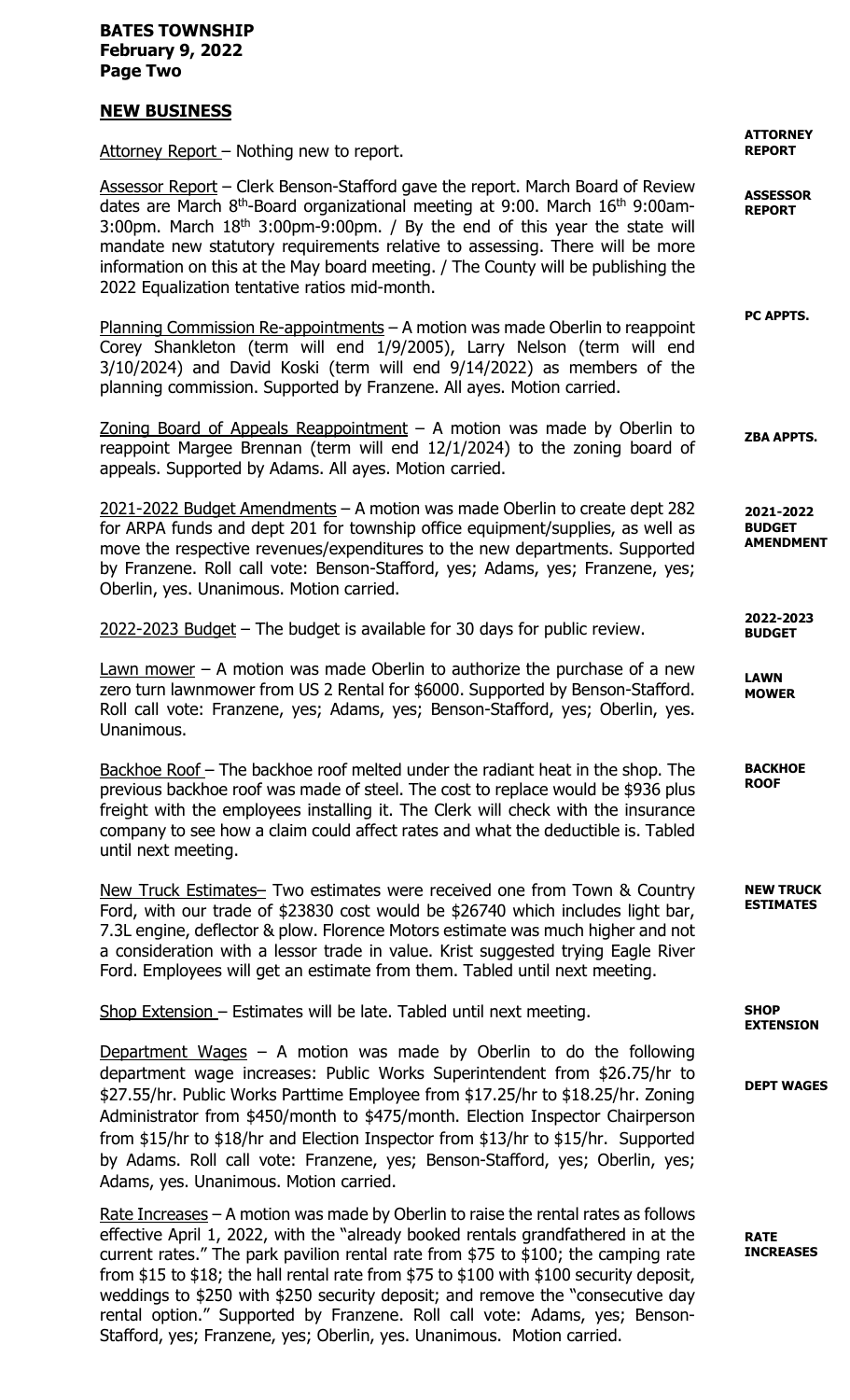**BATES TOWNSHIP**
**February 9, 2022**
**Page Two**

## NEW BUSINESS

**ATTORNEY REPORT**

Attorney Report – Nothing new to report.

**ASSESSOR REPORT**

Assessor Report – Clerk Benson-Stafford gave the report. March Board of Review dates are March 8th-Board organizational meeting at 9:00. March 16th 9:00am-3:00pm. March 18th 3:00pm-9:00pm. / By the end of this year the state will mandate new statutory requirements relative to assessing. There will be more information on this at the May board meeting. / The County will be publishing the 2022 Equalization tentative ratios mid-month.

**PC APPTS.**

Planning Commission Re-appointments – A motion was made Oberlin to reappoint Corey Shankleton (term will end 1/9/2005), Larry Nelson (term will end 3/10/2024) and David Koski (term will end 9/14/2022) as members of the planning commission. Supported by Franzene. All ayes. Motion carried.

**ZBA APPTS.**

Zoning Board of Appeals Reappointment – A motion was made by Oberlin to reappoint Margee Brennan (term will end 12/1/2024) to the zoning board of appeals. Supported by Adams. All ayes. Motion carried.

**2021-2022 BUDGET AMENDMENT**

2021-2022 Budget Amendments – A motion was made Oberlin to create dept 282 for ARPA funds and dept 201 for township office equipment/supplies, as well as move the respective revenues/expenditures to the new departments. Supported by Franzene. Roll call vote: Benson-Stafford, yes; Adams, yes; Franzene, yes; Oberlin, yes. Unanimous. Motion carried.

**2022-2023 BUDGET**

2022-2023 Budget – The budget is available for 30 days for public review.

**LAWN MOWER**

Lawn mower – A motion was made Oberlin to authorize the purchase of a new zero turn lawnmower from US 2 Rental for $6000. Supported by Benson-Stafford. Roll call vote: Franzene, yes; Adams, yes; Benson-Stafford, yes; Oberlin, yes. Unanimous.

**BACKHOE ROOF**

Backhoe Roof – The backhoe roof melted under the radiant heat in the shop. The previous backhoe roof was made of steel. The cost to replace would be $936 plus freight with the employees installing it. The Clerk will check with the insurance company to see how a claim could affect rates and what the deductible is. Tabled until next meeting.

**NEW TRUCK ESTIMATES**

New Truck Estimates– Two estimates were received one from Town & Country Ford, with our trade of $23830 cost would be $26740 which includes light bar, 7.3L engine, deflector & plow. Florence Motors estimate was much higher and not a consideration with a lessor trade in value. Krist suggested trying Eagle River Ford. Employees will get an estimate from them. Tabled until next meeting.

**SHOP EXTENSION**

Shop Extension – Estimates will be late. Tabled until next meeting.

**DEPT WAGES**

Department Wages – A motion was made by Oberlin to do the following department wage increases: Public Works Superintendent from $26.75/hr to $27.55/hr. Public Works Parttime Employee from $17.25/hr to $18.25/hr. Zoning Administrator from $450/month to $475/month. Election Inspector Chairperson from $15/hr to $18/hr and Election Inspector from $13/hr to $15/hr. Supported by Adams. Roll call vote: Franzene, yes; Benson-Stafford, yes; Oberlin, yes; Adams, yes. Unanimous. Motion carried.

**RATE INCREASES**

Rate Increases – A motion was made by Oberlin to raise the rental rates as follows effective April 1, 2022, with the "already booked rentals grandfathered in at the current rates." The park pavilion rental rate from $75 to $100; the camping rate from $15 to $18; the hall rental rate from $75 to $100 with $100 security deposit, weddings to $250 with $250 security deposit; and remove the "consecutive day rental option." Supported by Franzene. Roll call vote: Adams, yes; Benson-Stafford, yes; Franzene, yes; Oberlin, yes. Unanimous. Motion carried.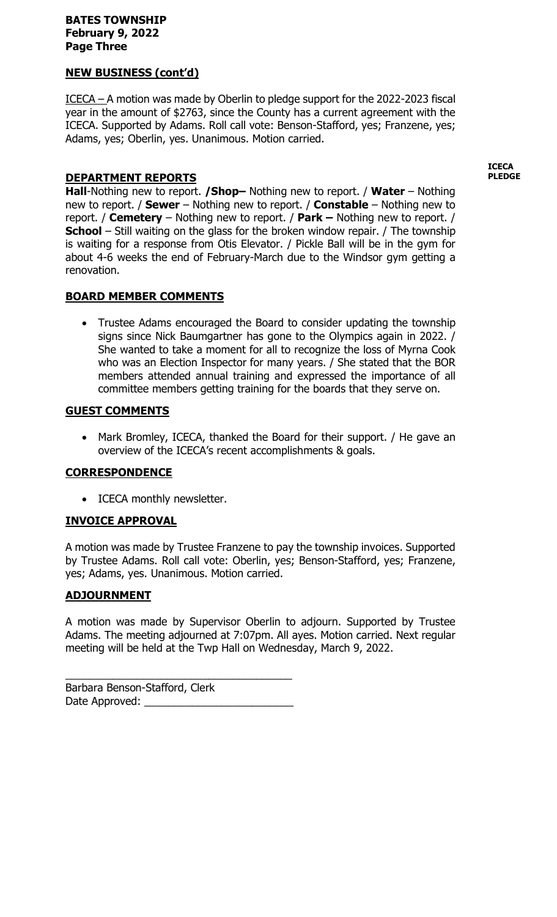## NEW BUSINESS (cont'd)

ICECA – A motion was made by Oberlin to pledge support for the 2022-2023 fiscal year in the amount of $2763, since the County has a current agreement with the ICECA. Supported by Adams. Roll call vote: Benson-Stafford, yes; Franzene, yes; Adams, yes; Oberlin, yes. Unanimous. Motion carried.

**ICECA PLEDGE**

## DEPARTMENT REPORTS

**Hall**-Nothing new to report. **/Shop–** Nothing new to report. / **Water** – Nothing new to report. / **Sewer** – Nothing new to report. / **Constable** – Nothing new to report. / **Cemetery** – Nothing new to report. / **Park –** Nothing new to report. / **School** – Still waiting on the glass for the broken window repair. / The township is waiting for a response from Otis Elevator. / Pickle Ball will be in the gym for about 4-6 weeks the end of February-March due to the Windsor gym getting a renovation.

## BOARD MEMBER COMMENTS

- Trustee Adams encouraged the Board to consider updating the township signs since Nick Baumgartner has gone to the Olympics again in 2022. / She wanted to take a moment for all to recognize the loss of Myrna Cook who was an Election Inspector for many years. / She stated that the BOR members attended annual training and expressed the importance of all committee members getting training for the boards that they serve on.

## GUEST COMMENTS

- Mark Bromley, ICECA, thanked the Board for their support. / He gave an overview of the ICECA's recent accomplishments & goals.

## CORRESPONDENCE

- ICECA monthly newsletter.

## INVOICE APPROVAL

A motion was made by Trustee Franzene to pay the township invoices. Supported by Trustee Adams. Roll call vote: Oberlin, yes; Benson-Stafford, yes; Franzene, yes; Adams, yes. Unanimous. Motion carried.

## ADJOURNMENT

A motion was made by Supervisor Oberlin to adjourn. Supported by Trustee Adams. The meeting adjourned at 7:07pm. All ayes. Motion carried. Next regular meeting will be held at the Twp Hall on Wednesday, March 9, 2022.

\_\_\_\_\_\_\_\_\_\_\_\_\_\_\_\_\_\_\_\_\_\_\_\_\_\_\_\_\_\_\_\_\_\_\_\_\_\_

Barbara Benson-Stafford, Clerk

Date Approved: \_\_\_\_\_\_\_\_\_\_\_\_\_\_\_\_\_\_\_\_\_\_\_\_\_